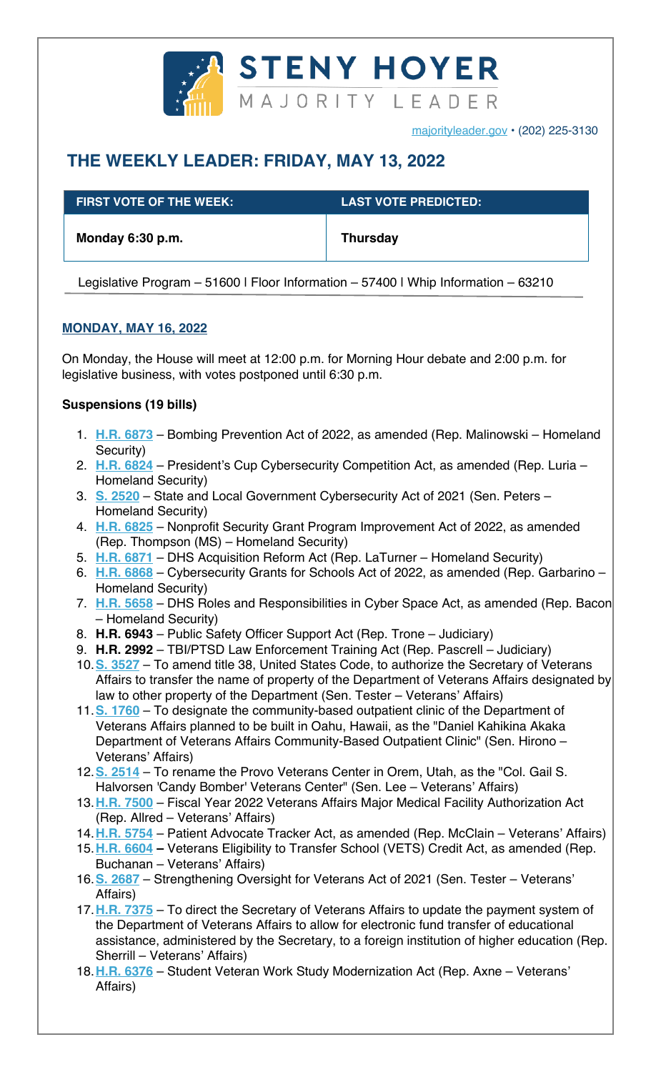# STENY HOYER

MAJORITY LEADER

majorityleader.gov • (202) 225-3130

## THE WEEKLY LEADER: FRIDAY, MAY 13, 2022

| FIRST VOTE OF THE WEEK: | LAST VOTE PREDICTED: |
| --- | --- |
| **Monday 6:30 p.m.** | **Thursday** |

Legislative Program – 51600 | Floor Information – 57400 | Whip Information – 63210

### MONDAY, MAY 16, 2022

On Monday, the House will meet at 12:00 p.m. for Morning Hour debate and 2:00 p.m. for legislative business, with votes postponed until 6:30 p.m.

**Suspensions (19 bills)**

1. **H.R. 6873** – Bombing Prevention Act of 2022, as amended (Rep. Malinowski – Homeland Security)
2. **H.R. 6824** – President's Cup Cybersecurity Competition Act, as amended (Rep. Luria – Homeland Security)
3. **S. 2520** – State and Local Government Cybersecurity Act of 2021 (Sen. Peters – Homeland Security)
4. **H.R. 6825** – Nonprofit Security Grant Program Improvement Act of 2022, as amended (Rep. Thompson (MS) – Homeland Security)
5. **H.R. 6871** – DHS Acquisition Reform Act (Rep. LaTurner – Homeland Security)
6. **H.R. 6868** – Cybersecurity Grants for Schools Act of 2022, as amended (Rep. Garbarino – Homeland Security)
7. **H.R. 5658** – DHS Roles and Responsibilities in Cyber Space Act, as amended (Rep. Bacon – Homeland Security)
8. **H.R. 6943** – Public Safety Officer Support Act (Rep. Trone – Judiciary)
9. **H.R. 2992** – TBI/PTSD Law Enforcement Training Act (Rep. Pascrell – Judiciary)
10. **S. 3527** – To amend title 38, United States Code, to authorize the Secretary of Veterans Affairs to transfer the name of property of the Department of Veterans Affairs designated by law to other property of the Department (Sen. Tester – Veterans' Affairs)
11. **S. 1760** – To designate the community-based outpatient clinic of the Department of Veterans Affairs planned to be built in Oahu, Hawaii, as the "Daniel Kahikina Akaka Department of Veterans Affairs Community-Based Outpatient Clinic" (Sen. Hirono – Veterans' Affairs)
12. **S. 2514** – To rename the Provo Veterans Center in Orem, Utah, as the "Col. Gail S. Halvorsen 'Candy Bomber' Veterans Center" (Sen. Lee – Veterans' Affairs)
13. **H.R. 7500** – Fiscal Year 2022 Veterans Affairs Major Medical Facility Authorization Act (Rep. Allred – Veterans' Affairs)
14. **H.R. 5754** – Patient Advocate Tracker Act, as amended (Rep. McClain – Veterans' Affairs)
15. **H.R. 6604 –** Veterans Eligibility to Transfer School (VETS) Credit Act, as amended (Rep. Buchanan – Veterans' Affairs)
16. **S. 2687** – Strengthening Oversight for Veterans Act of 2021 (Sen. Tester – Veterans' Affairs)
17. **H.R. 7375** – To direct the Secretary of Veterans Affairs to update the payment system of the Department of Veterans Affairs to allow for electronic fund transfer of educational assistance, administered by the Secretary, to a foreign institution of higher education (Rep. Sherrill – Veterans' Affairs)
18. **H.R. 6376** – Student Veteran Work Study Modernization Act (Rep. Axne – Veterans' Affairs)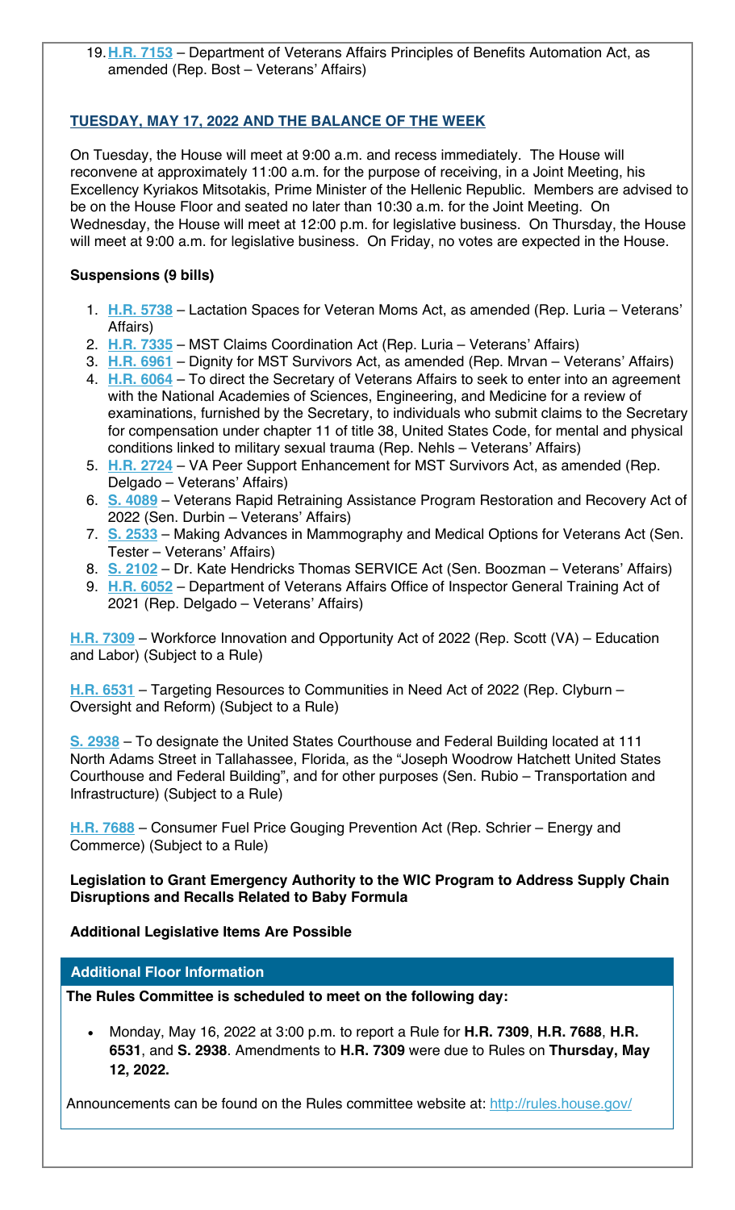19. **H.R. 7153** – Department of Veterans Affairs Principles of Benefits Automation Act, as amended (Rep. Bost – Veterans' Affairs)

## TUESDAY, MAY 17, 2022 AND THE BALANCE OF THE WEEK

On Tuesday, the House will meet at 9:00 a.m. and recess immediately. The House will reconvene at approximately 11:00 a.m. for the purpose of receiving, in a Joint Meeting, his Excellency Kyriakos Mitsotakis, Prime Minister of the Hellenic Republic. Members are advised to be on the House Floor and seated no later than 10:30 a.m. for the Joint Meeting. On Wednesday, the House will meet at 12:00 p.m. for legislative business. On Thursday, the House will meet at 9:00 a.m. for legislative business. On Friday, no votes are expected in the House.

**Suspensions (9 bills)**

1. **H.R. 5738** – Lactation Spaces for Veteran Moms Act, as amended (Rep. Luria – Veterans' Affairs)
2. **H.R. 7335** – MST Claims Coordination Act (Rep. Luria – Veterans' Affairs)
3. **H.R. 6961** – Dignity for MST Survivors Act, as amended (Rep. Mrvan – Veterans' Affairs)
4. **H.R. 6064** – To direct the Secretary of Veterans Affairs to seek to enter into an agreement with the National Academies of Sciences, Engineering, and Medicine for a review of examinations, furnished by the Secretary, to individuals who submit claims to the Secretary for compensation under chapter 11 of title 38, United States Code, for mental and physical conditions linked to military sexual trauma (Rep. Nehls – Veterans' Affairs)
5. **H.R. 2724** – VA Peer Support Enhancement for MST Survivors Act, as amended (Rep. Delgado – Veterans' Affairs)
6. **S. 4089** – Veterans Rapid Retraining Assistance Program Restoration and Recovery Act of 2022 (Sen. Durbin – Veterans' Affairs)
7. **S. 2533** – Making Advances in Mammography and Medical Options for Veterans Act (Sen. Tester – Veterans' Affairs)
8. **S. 2102** – Dr. Kate Hendricks Thomas SERVICE Act (Sen. Boozman – Veterans' Affairs)
9. **H.R. 6052** – Department of Veterans Affairs Office of Inspector General Training Act of 2021 (Rep. Delgado – Veterans' Affairs)

**H.R. 7309** – Workforce Innovation and Opportunity Act of 2022 (Rep. Scott (VA) – Education and Labor) (Subject to a Rule)

**H.R. 6531** – Targeting Resources to Communities in Need Act of 2022 (Rep. Clyburn – Oversight and Reform) (Subject to a Rule)

**S. 2938** – To designate the United States Courthouse and Federal Building located at 111 North Adams Street in Tallahassee, Florida, as the "Joseph Woodrow Hatchett United States Courthouse and Federal Building", and for other purposes (Sen. Rubio – Transportation and Infrastructure) (Subject to a Rule)

**H.R. 7688** – Consumer Fuel Price Gouging Prevention Act (Rep. Schrier – Energy and Commerce) (Subject to a Rule)

**Legislation to Grant Emergency Authority to the WIC Program to Address Supply Chain Disruptions and Recalls Related to Baby Formula**

**Additional Legislative Items Are Possible**

### Additional Floor Information

**The Rules Committee is scheduled to meet on the following day:**

- Monday, May 16, 2022 at 3:00 p.m. to report a Rule for **H.R. 7309**, **H.R. 7688**, **H.R. 6531**, and **S. 2938**. Amendments to **H.R. 7309** were due to Rules on **Thursday, May 12, 2022.**

Announcements can be found on the Rules committee website at: http://rules.house.gov/